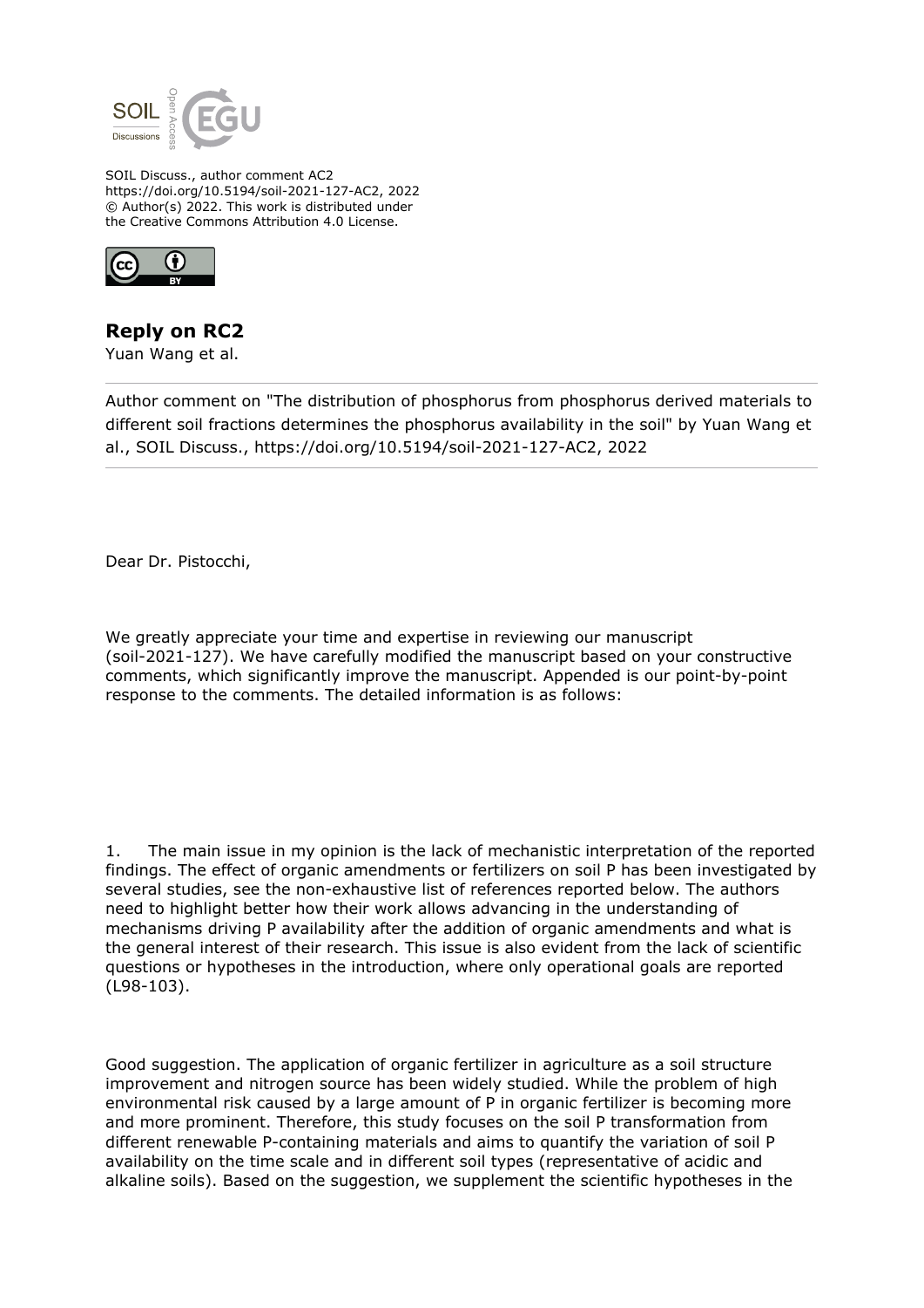SOIL Discuss., author comment AC2
https://doi.org/10.5194/soil-2021-127-AC2, 2022
© Author(s) 2022. This work is distributed under
the Creative Commons Attribution 4.0 License.

## Reply on RC2

Yuan Wang et al.

---

Author comment on "The distribution of phosphorus from phosphorus derived materials to different soil fractions determines the phosphorus availability in the soil" by Yuan Wang et al., SOIL Discuss., https://doi.org/10.5194/soil-2021-127-AC2, 2022

---

Dear Dr. Pistocchi,

We greatly appreciate your time and expertise in reviewing our manuscript (soil-2021-127). We have carefully modified the manuscript based on your constructive comments, which significantly improve the manuscript. Appended is our point-by-point response to the comments. The detailed information is as follows:

1. The main issue in my opinion is the lack of mechanistic interpretation of the reported findings. The effect of organic amendments or fertilizers on soil P has been investigated by several studies, see the non-exhaustive list of references reported below. The authors need to highlight better how their work allows advancing in the understanding of mechanisms driving P availability after the addition of organic amendments and what is the general interest of their research. This issue is also evident from the lack of scientific questions or hypotheses in the introduction, where only operational goals are reported (L98-103).

Good suggestion. The application of organic fertilizer in agriculture as a soil structure improvement and nitrogen source has been widely studied. While the problem of high environmental risk caused by a large amount of P in organic fertilizer is becoming more and more prominent. Therefore, this study focuses on the soil P transformation from different renewable P-containing materials and aims to quantify the variation of soil P availability on the time scale and in different soil types (representative of acidic and alkaline soils). Based on the suggestion, we supplement the scientific hypotheses in the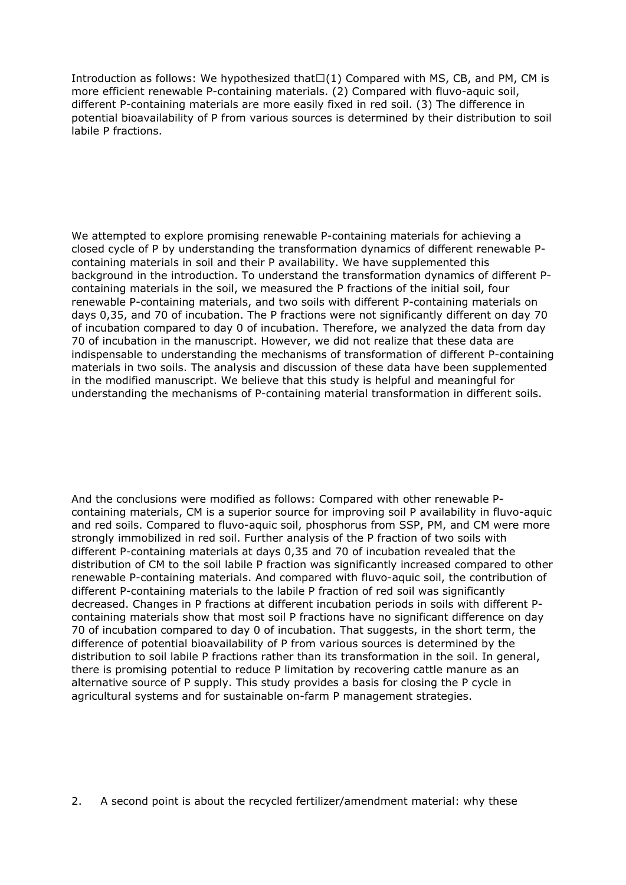Introduction as follows: We hypothesized that□(1) Compared with MS, CB, and PM, CM is more efficient renewable P-containing materials. (2) Compared with fluvo-aquic soil, different P-containing materials are more easily fixed in red soil. (3) The difference in potential bioavailability of P from various sources is determined by their distribution to soil labile P fractions.

We attempted to explore promising renewable P-containing materials for achieving a closed cycle of P by understanding the transformation dynamics of different renewable P-containing materials in soil and their P availability. We have supplemented this background in the introduction. To understand the transformation dynamics of different P-containing materials in the soil, we measured the P fractions of the initial soil, four renewable P-containing materials, and two soils with different P-containing materials on days 0,35, and 70 of incubation. The P fractions were not significantly different on day 70 of incubation compared to day 0 of incubation. Therefore, we analyzed the data from day 70 of incubation in the manuscript. However, we did not realize that these data are indispensable to understanding the mechanisms of transformation of different P-containing materials in two soils. The analysis and discussion of these data have been supplemented in the modified manuscript. We believe that this study is helpful and meaningful for understanding the mechanisms of P-containing material transformation in different soils.

And the conclusions were modified as follows: Compared with other renewable P-containing materials, CM is a superior source for improving soil P availability in fluvo-aquic and red soils. Compared to fluvo-aquic soil, phosphorus from SSP, PM, and CM were more strongly immobilized in red soil. Further analysis of the P fraction of two soils with different P-containing materials at days 0,35 and 70 of incubation revealed that the distribution of CM to the soil labile P fraction was significantly increased compared to other renewable P-containing materials. And compared with fluvo-aquic soil, the contribution of different P-containing materials to the labile P fraction of red soil was significantly decreased. Changes in P fractions at different incubation periods in soils with different P-containing materials show that most soil P fractions have no significant difference on day 70 of incubation compared to day 0 of incubation. That suggests, in the short term, the difference of potential bioavailability of P from various sources is determined by the distribution to soil labile P fractions rather than its transformation in the soil. In general, there is promising potential to reduce P limitation by recovering cattle manure as an alternative source of P supply. This study provides a basis for closing the P cycle in agricultural systems and for sustainable on-farm P management strategies.

2. A second point is about the recycled fertilizer/amendment material: why these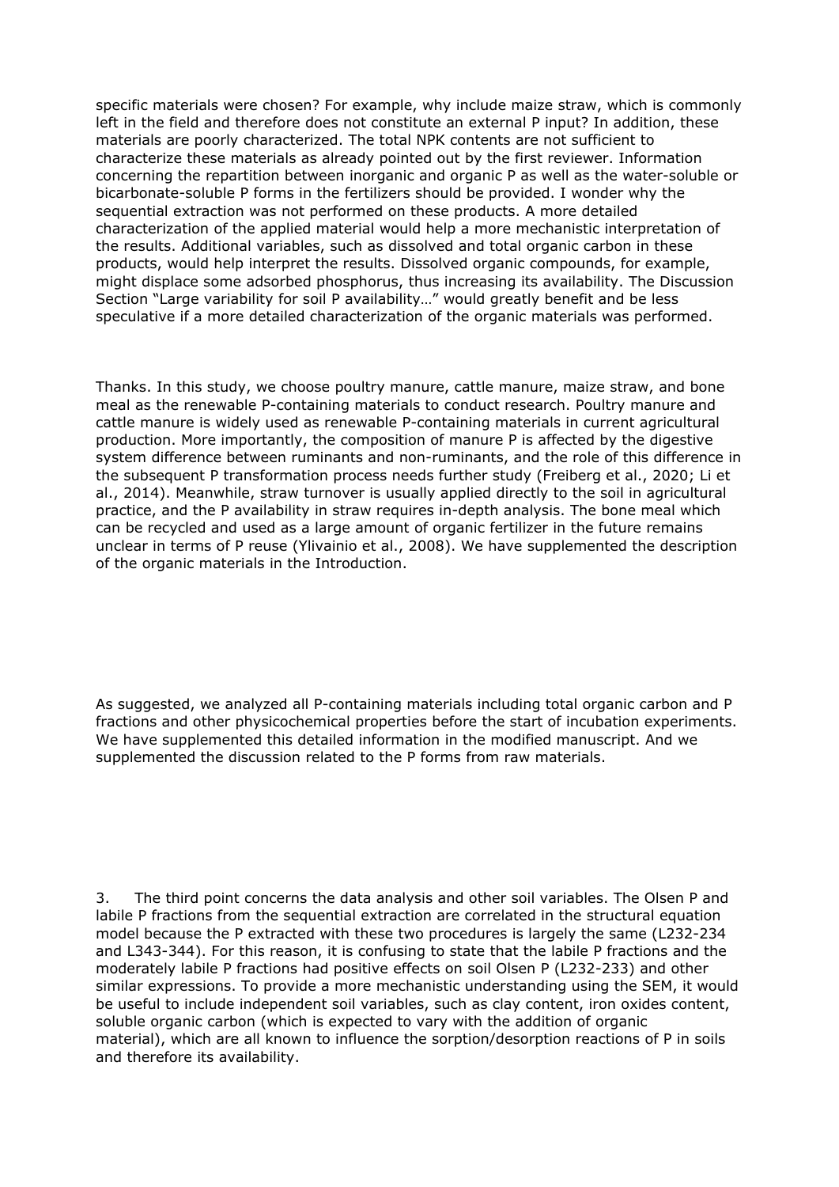specific materials were chosen? For example, why include maize straw, which is commonly left in the field and therefore does not constitute an external P input? In addition, these materials are poorly characterized. The total NPK contents are not sufficient to characterize these materials as already pointed out by the first reviewer. Information concerning the repartition between inorganic and organic P as well as the water-soluble or bicarbonate-soluble P forms in the fertilizers should be provided. I wonder why the sequential extraction was not performed on these products. A more detailed characterization of the applied material would help a more mechanistic interpretation of the results. Additional variables, such as dissolved and total organic carbon in these products, would help interpret the results. Dissolved organic compounds, for example, might displace some adsorbed phosphorus, thus increasing its availability. The Discussion Section "Large variability for soil P availability…" would greatly benefit and be less speculative if a more detailed characterization of the organic materials was performed.

Thanks. In this study, we choose poultry manure, cattle manure, maize straw, and bone meal as the renewable P-containing materials to conduct research. Poultry manure and cattle manure is widely used as renewable P-containing materials in current agricultural production. More importantly, the composition of manure P is affected by the digestive system difference between ruminants and non-ruminants, and the role of this difference in the subsequent P transformation process needs further study (Freiberg et al., 2020; Li et al., 2014). Meanwhile, straw turnover is usually applied directly to the soil in agricultural practice, and the P availability in straw requires in-depth analysis. The bone meal which can be recycled and used as a large amount of organic fertilizer in the future remains unclear in terms of P reuse (Ylivainio et al., 2008). We have supplemented the description of the organic materials in the Introduction.

As suggested, we analyzed all P-containing materials including total organic carbon and P fractions and other physicochemical properties before the start of incubation experiments. We have supplemented this detailed information in the modified manuscript. And we supplemented the discussion related to the P forms from raw materials.

3. The third point concerns the data analysis and other soil variables. The Olsen P and labile P fractions from the sequential extraction are correlated in the structural equation model because the P extracted with these two procedures is largely the same (L232-234 and L343-344). For this reason, it is confusing to state that the labile P fractions and the moderately labile P fractions had positive effects on soil Olsen P (L232-233) and other similar expressions. To provide a more mechanistic understanding using the SEM, it would be useful to include independent soil variables, such as clay content, iron oxides content, soluble organic carbon (which is expected to vary with the addition of organic material), which are all known to influence the sorption/desorption reactions of P in soils and therefore its availability.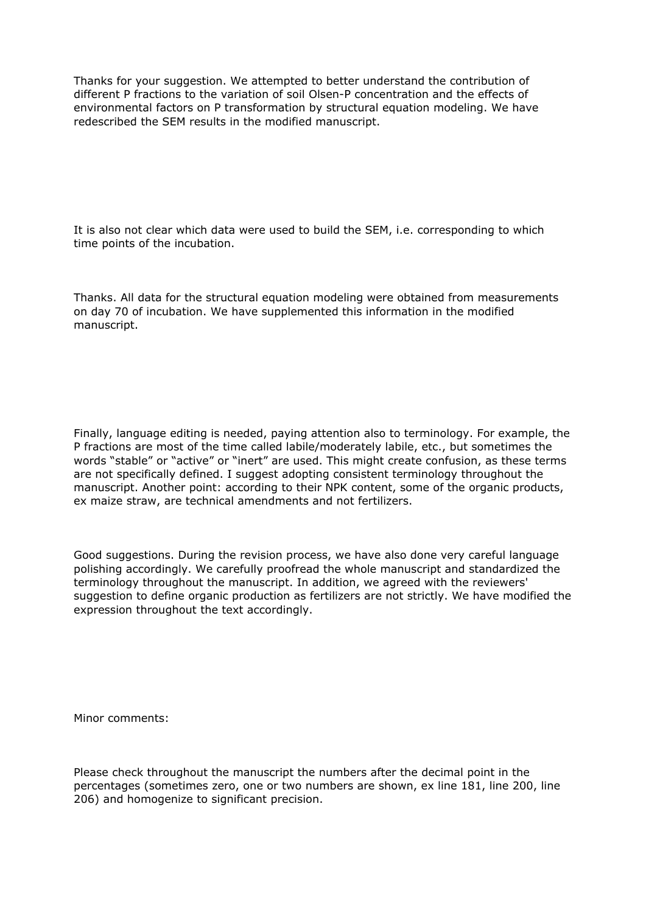Thanks for your suggestion. We attempted to better understand the contribution of different P fractions to the variation of soil Olsen-P concentration and the effects of environmental factors on P transformation by structural equation modeling. We have redescribed the SEM results in the modified manuscript.

It is also not clear which data were used to build the SEM, i.e. corresponding to which time points of the incubation.

Thanks. All data for the structural equation modeling were obtained from measurements on day 70 of incubation. We have supplemented this information in the modified manuscript.

Finally, language editing is needed, paying attention also to terminology. For example, the P fractions are most of the time called labile/moderately labile, etc., but sometimes the words "stable" or "active" or "inert" are used. This might create confusion, as these terms are not specifically defined. I suggest adopting consistent terminology throughout the manuscript. Another point: according to their NPK content, some of the organic products, ex maize straw, are technical amendments and not fertilizers.

Good suggestions. During the revision process, we have also done very careful language polishing accordingly. We carefully proofread the whole manuscript and standardized the terminology throughout the manuscript. In addition, we agreed with the reviewers' suggestion to define organic production as fertilizers are not strictly. We have modified the expression throughout the text accordingly.

Minor comments:

Please check throughout the manuscript the numbers after the decimal point in the percentages (sometimes zero, one or two numbers are shown, ex line 181, line 200, line 206) and homogenize to significant precision.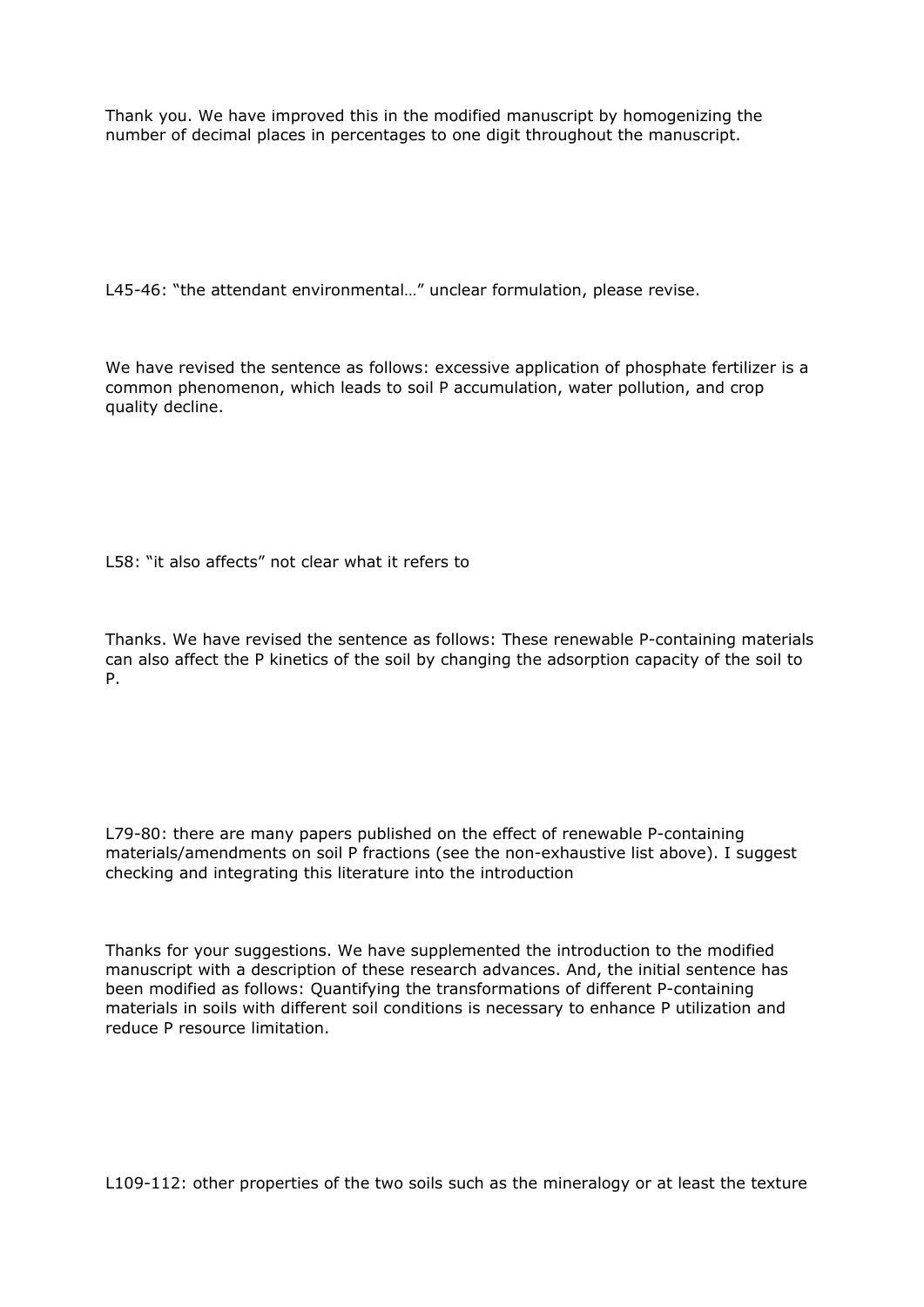Thank you. We have improved this in the modified manuscript by homogenizing the number of decimal places in percentages to one digit throughout the manuscript.

L45-46: “the attendant environmental…” unclear formulation, please revise.

We have revised the sentence as follows: excessive application of phosphate fertilizer is a common phenomenon, which leads to soil P accumulation, water pollution, and crop quality decline.

L58: “it also affects” not clear what it refers to

Thanks. We have revised the sentence as follows: These renewable P-containing materials can also affect the P kinetics of the soil by changing the adsorption capacity of the soil to P.

L79-80: there are many papers published on the effect of renewable P-containing materials/amendments on soil P fractions (see the non-exhaustive list above). I suggest checking and integrating this literature into the introduction

Thanks for your suggestions. We have supplemented the introduction to the modified manuscript with a description of these research advances. And, the initial sentence has been modified as follows: Quantifying the transformations of different P-containing materials in soils with different soil conditions is necessary to enhance P utilization and reduce P resource limitation.

L109-112: other properties of the two soils such as the mineralogy or at least the texture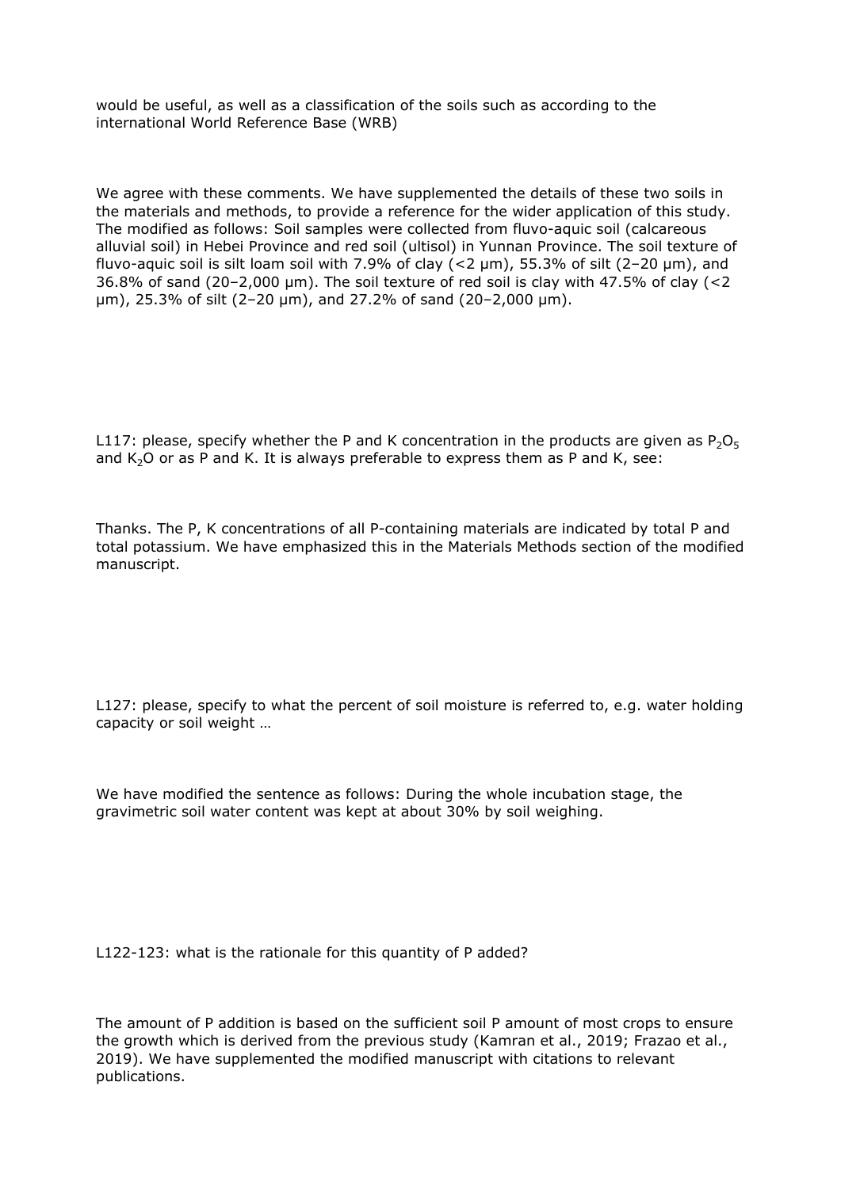would be useful, as well as a classification of the soils such as according to the international World Reference Base (WRB)

We agree with these comments. We have supplemented the details of these two soils in the materials and methods, to provide a reference for the wider application of this study. The modified as follows: Soil samples were collected from fluvo-aquic soil (calcareous alluvial soil) in Hebei Province and red soil (ultisol) in Yunnan Province. The soil texture of fluvo-aquic soil is silt loam soil with 7.9% of clay (<2 μm), 55.3% of silt (2–20 μm), and 36.8% of sand (20–2,000 μm). The soil texture of red soil is clay with 47.5% of clay (<2 μm), 25.3% of silt (2–20 μm), and 27.2% of sand (20–2,000 μm).

L117: please, specify whether the P and K concentration in the products are given as $P_2O_5$ and $K_2O$ or as P and K. It is always preferable to express them as P and K, see:

Thanks. The P, K concentrations of all P-containing materials are indicated by total P and total potassium. We have emphasized this in the Materials Methods section of the modified manuscript.

L127: please, specify to what the percent of soil moisture is referred to, e.g. water holding capacity or soil weight …

We have modified the sentence as follows: During the whole incubation stage, the gravimetric soil water content was kept at about 30% by soil weighing.

L122-123: what is the rationale for this quantity of P added?

The amount of P addition is based on the sufficient soil P amount of most crops to ensure the growth which is derived from the previous study (Kamran et al., 2019; Frazao et al., 2019). We have supplemented the modified manuscript with citations to relevant publications.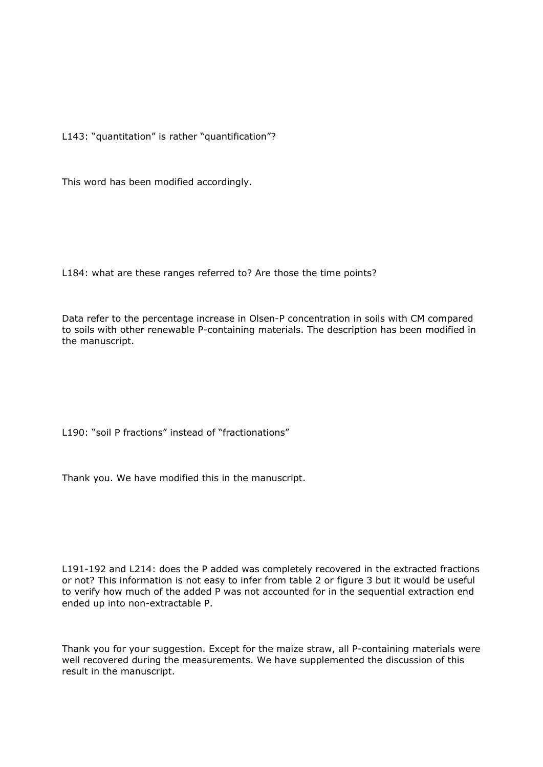L143: “quantitation” is rather “quantification”?

This word has been modified accordingly.

L184: what are these ranges referred to? Are those the time points?

Data refer to the percentage increase in Olsen-P concentration in soils with CM compared to soils with other renewable P-containing materials. The description has been modified in the manuscript.

L190: “soil P fractions” instead of “fractionations”

Thank you. We have modified this in the manuscript.

L191-192 and L214: does the P added was completely recovered in the extracted fractions or not? This information is not easy to infer from table 2 or figure 3 but it would be useful to verify how much of the added P was not accounted for in the sequential extraction end ended up into non-extractable P.

Thank you for your suggestion. Except for the maize straw, all P-containing materials were well recovered during the measurements. We have supplemented the discussion of this result in the manuscript.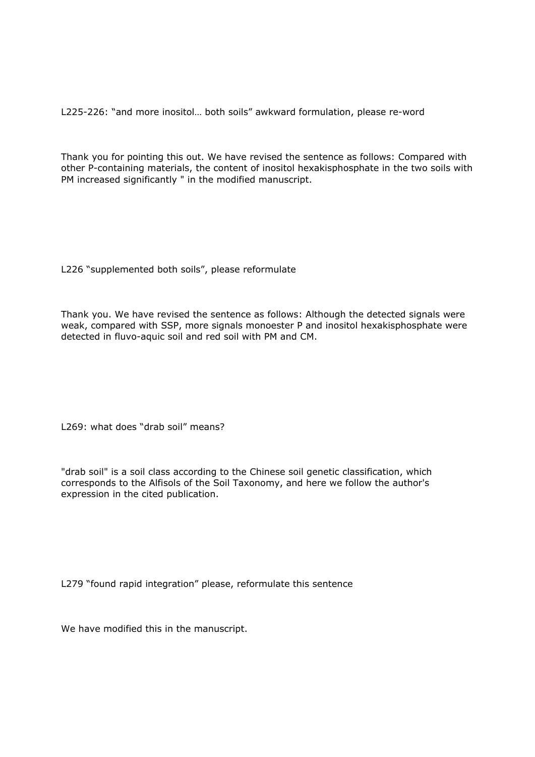L225-226: “and more inositol… both soils” awkward formulation, please re-word

Thank you for pointing this out. We have revised the sentence as follows: Compared with other P-containing materials, the content of inositol hexakisphosphate in the two soils with PM increased significantly " in the modified manuscript.

L226 “supplemented both soils”, please reformulate

Thank you. We have revised the sentence as follows: Although the detected signals were weak, compared with SSP, more signals monoester P and inositol hexakisphosphate were detected in fluvo-aquic soil and red soil with PM and CM.

L269: what does “drab soil” means?

"drab soil" is a soil class according to the Chinese soil genetic classification, which corresponds to the Alfisols of the Soil Taxonomy, and here we follow the author's expression in the cited publication.

L279 “found rapid integration” please, reformulate this sentence

We have modified this in the manuscript.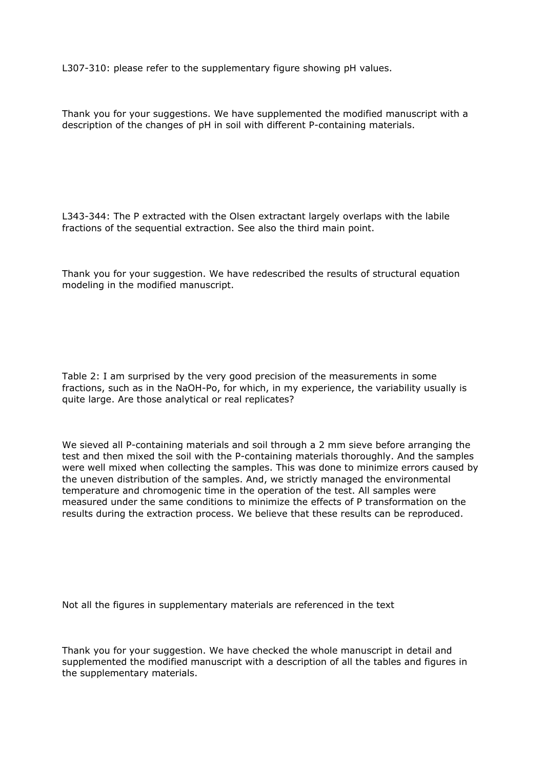L307-310: please refer to the supplementary figure showing pH values.

Thank you for your suggestions. We have supplemented the modified manuscript with a description of the changes of pH in soil with different P-containing materials.

L343-344: The P extracted with the Olsen extractant largely overlaps with the labile fractions of the sequential extraction. See also the third main point.

Thank you for your suggestion. We have redescribed the results of structural equation modeling in the modified manuscript.

Table 2: I am surprised by the very good precision of the measurements in some fractions, such as in the NaOH-Po, for which, in my experience, the variability usually is quite large. Are those analytical or real replicates?

We sieved all P-containing materials and soil through a 2 mm sieve before arranging the test and then mixed the soil with the P-containing materials thoroughly. And the samples were well mixed when collecting the samples. This was done to minimize errors caused by the uneven distribution of the samples. And, we strictly managed the environmental temperature and chromogenic time in the operation of the test. All samples were measured under the same conditions to minimize the effects of P transformation on the results during the extraction process. We believe that these results can be reproduced.

Not all the figures in supplementary materials are referenced in the text

Thank you for your suggestion. We have checked the whole manuscript in detail and supplemented the modified manuscript with a description of all the tables and figures in the supplementary materials.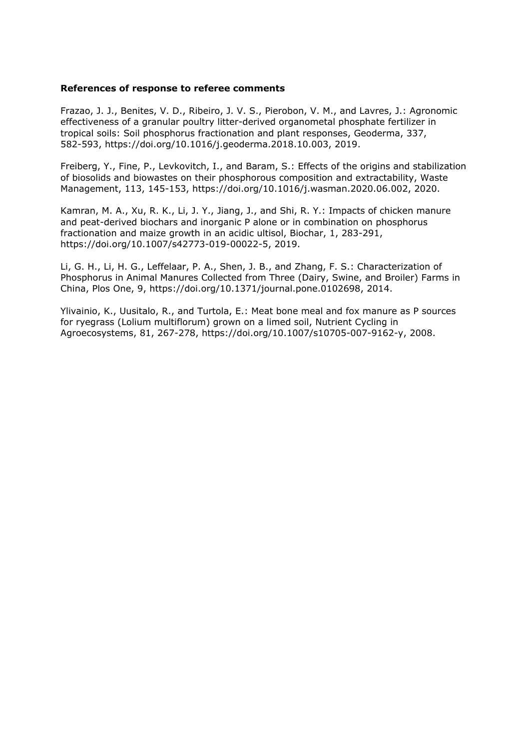**References of response to referee comments**

Frazao, J. J., Benites, V. D., Ribeiro, J. V. S., Pierobon, V. M., and Lavres, J.: Agronomic effectiveness of a granular poultry litter-derived organometal phosphate fertilizer in tropical soils: Soil phosphorus fractionation and plant responses, Geoderma, 337, 582-593, https://doi.org/10.1016/j.geoderma.2018.10.003, 2019.

Freiberg, Y., Fine, P., Levkovitch, I., and Baram, S.: Effects of the origins and stabilization of biosolids and biowastes on their phosphorous composition and extractability, Waste Management, 113, 145-153, https://doi.org/10.1016/j.wasman.2020.06.002, 2020.

Kamran, M. A., Xu, R. K., Li, J. Y., Jiang, J., and Shi, R. Y.: Impacts of chicken manure and peat-derived biochars and inorganic P alone or in combination on phosphorus fractionation and maize growth in an acidic ultisol, Biochar, 1, 283-291, https://doi.org/10.1007/s42773-019-00022-5, 2019.

Li, G. H., Li, H. G., Leffelaar, P. A., Shen, J. B., and Zhang, F. S.: Characterization of Phosphorus in Animal Manures Collected from Three (Dairy, Swine, and Broiler) Farms in China, Plos One, 9, https://doi.org/10.1371/journal.pone.0102698, 2014.

Ylivainio, K., Uusitalo, R., and Turtola, E.: Meat bone meal and fox manure as P sources for ryegrass (Lolium multiflorum) grown on a limed soil, Nutrient Cycling in Agroecosystems, 81, 267-278, https://doi.org/10.1007/s10705-007-9162-y, 2008.